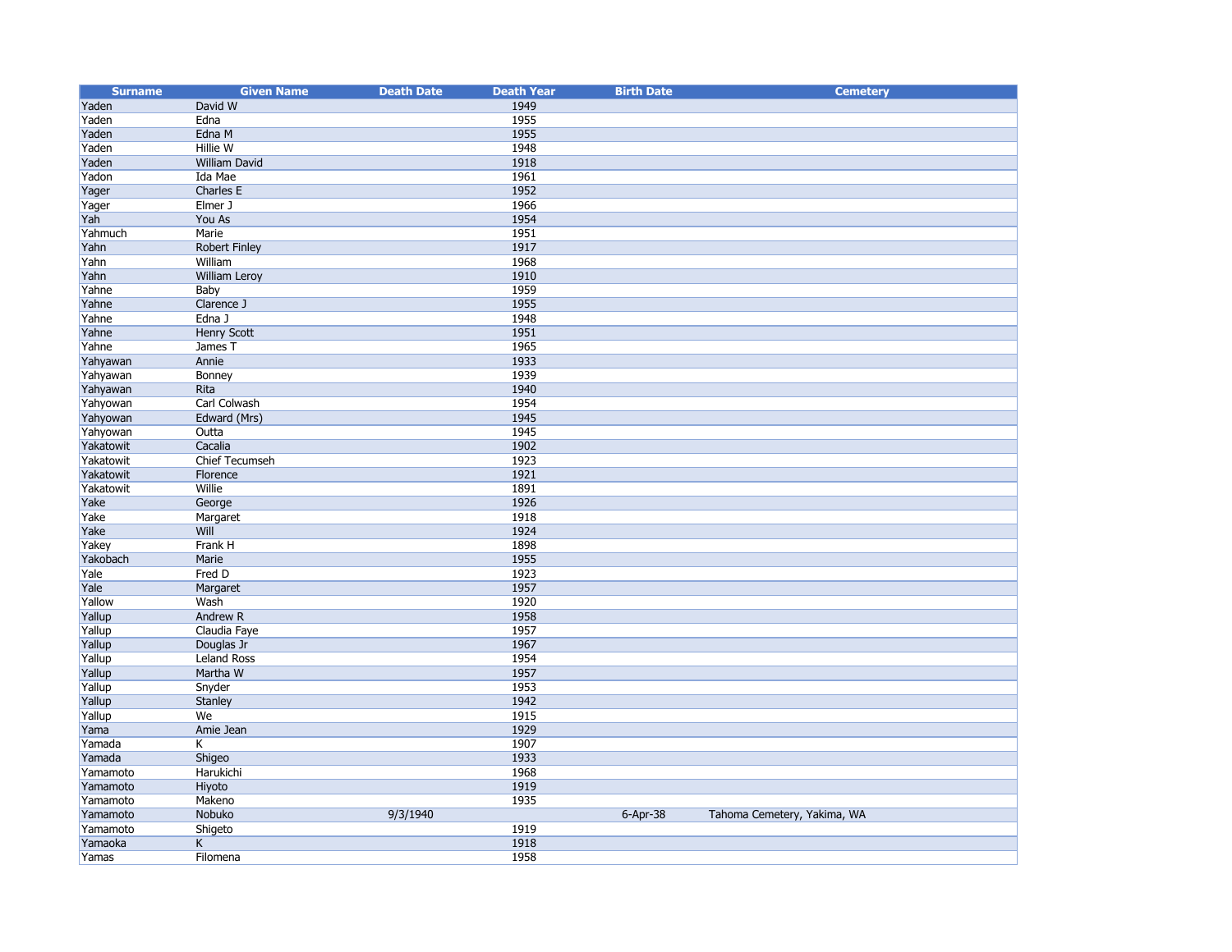| Surname | Given Name | Death Date | Death Year | Birth Date | Cemetery |
|---|---|---|---|---|---|
| Yaden | David W | | 1949 | | |
| Yaden | Edna | | 1955 | | |
| Yaden | Edna M | | 1955 | | |
| Yaden | Hillie W | | 1948 | | |
| Yaden | William David | | 1918 | | |
| Yadon | Ida Mae | | 1961 | | |
| Yager | Charles E | | 1952 | | |
| Yager | Elmer J | | 1966 | | |
| Yah | You As | | 1954 | | |
| Yahmuch | Marie | | 1951 | | |
| Yahn | Robert Finley | | 1917 | | |
| Yahn | William | | 1968 | | |
| Yahn | William Leroy | | 1910 | | |
| Yahne | Baby | | 1959 | | |
| Yahne | Clarence J | | 1955 | | |
| Yahne | Edna J | | 1948 | | |
| Yahne | Henry Scott | | 1951 | | |
| Yahne | James T | | 1965 | | |
| Yahyawan | Annie | | 1933 | | |
| Yahyawan | Bonney | | 1939 | | |
| Yahyawan | Rita | | 1940 | | |
| Yahyowan | Carl Colwash | | 1954 | | |
| Yahyowan | Edward (Mrs) | | 1945 | | |
| Yahyowan | Outta | | 1945 | | |
| Yakatowit | Cacalia | | 1902 | | |
| Yakatowit | Chief Tecumseh | | 1923 | | |
| Yakatowit | Florence | | 1921 | | |
| Yakatowit | Willie | | 1891 | | |
| Yake | George | | 1926 | | |
| Yake | Margaret | | 1918 | | |
| Yake | Will | | 1924 | | |
| Yakey | Frank H | | 1898 | | |
| Yakobach | Marie | | 1955 | | |
| Yale | Fred D | | 1923 | | |
| Yale | Margaret | | 1957 | | |
| Yallow | Wash | | 1920 | | |
| Yallup | Andrew R | | 1958 | | |
| Yallup | Claudia Faye | | 1957 | | |
| Yallup | Douglas Jr | | 1967 | | |
| Yallup | Leland Ross | | 1954 | | |
| Yallup | Martha W | | 1957 | | |
| Yallup | Snyder | | 1953 | | |
| Yallup | Stanley | | 1942 | | |
| Yallup | We | | 1915 | | |
| Yama | Amie Jean | | 1929 | | |
| Yamada | K | | 1907 | | |
| Yamada | Shigeo | | 1933 | | |
| Yamamoto | Harukichi | | 1968 | | |
| Yamamoto | Hiyoto | | 1919 | | |
| Yamamoto | Makeno | | 1935 | | |
| Yamamoto | Nobuko | 9/3/1940 | | 6-Apr-38 | Tahoma Cemetery, Yakima, WA |
| Yamamoto | Shigeto | | 1919 | | |
| Yamaoka | K | | 1918 | | |
| Yamas | Filomena | | 1958 | | |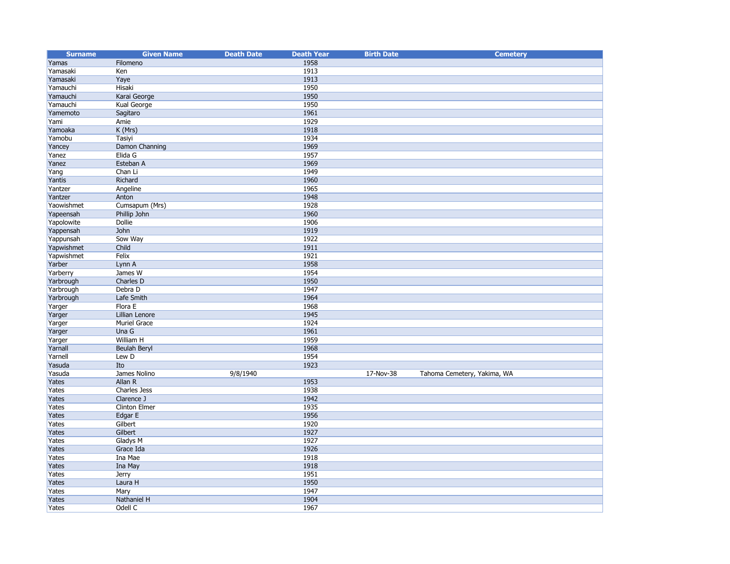| Surname | Given Name | Death Date | Death Year | Birth Date | Cemetery |
|---|---|---|---|---|---|
| Yamas | Filomeno | | 1958 | | |
| Yamasaki | Ken | | 1913 | | |
| Yamasaki | Yaye | | 1913 | | |
| Yamauchi | Hisaki | | 1950 | | |
| Yamauchi | Karai George | | 1950 | | |
| Yamauchi | Kual George | | 1950 | | |
| Yamemoto | Sagitaro | | 1961 | | |
| Yami | Amie | | 1929 | | |
| Yamoaka | K (Mrs) | | 1918 | | |
| Yamobu | Tasiyi | | 1934 | | |
| Yancey | Damon Channing | | 1969 | | |
| Yanez | Elida G | | 1957 | | |
| Yanez | Esteban A | | 1969 | | |
| Yang | Chan Li | | 1949 | | |
| Yantis | Richard | | 1960 | | |
| Yantzer | Angeline | | 1965 | | |
| Yantzer | Anton | | 1948 | | |
| Yaowishmet | Cumsapum (Mrs) | | 1928 | | |
| Yapeensah | Phillip John | | 1960 | | |
| Yapolowite | Dollie | | 1906 | | |
| Yappensah | John | | 1919 | | |
| Yappunsah | Sow Way | | 1922 | | |
| Yapwishmet | Child | | 1911 | | |
| Yapwishmet | Felix | | 1921 | | |
| Yarber | Lynn A | | 1958 | | |
| Yarberry | James W | | 1954 | | |
| Yarbrough | Charles D | | 1950 | | |
| Yarbrough | Debra D | | 1947 | | |
| Yarbrough | Lafe Smith | | 1964 | | |
| Yarger | Flora E | | 1968 | | |
| Yarger | Lillian Lenore | | 1945 | | |
| Yarger | Muriel Grace | | 1924 | | |
| Yarger | Una G | | 1961 | | |
| Yarger | William H | | 1959 | | |
| Yarnall | Beulah Beryl | | 1968 | | |
| Yarnell | Lew D | | 1954 | | |
| Yasuda | Ito | | 1923 | | |
| Yasuda | James Nolino | 9/8/1940 | | 17-Nov-38 | Tahoma Cemetery, Yakima, WA |
| Yates | Allan R | | 1953 | | |
| Yates | Charles Jess | | 1938 | | |
| Yates | Clarence J | | 1942 | | |
| Yates | Clinton Elmer | | 1935 | | |
| Yates | Edgar E | | 1956 | | |
| Yates | Gilbert | | 1920 | | |
| Yates | Gilbert | | 1927 | | |
| Yates | Gladys M | | 1927 | | |
| Yates | Grace Ida | | 1926 | | |
| Yates | Ina Mae | | 1918 | | |
| Yates | Ina May | | 1918 | | |
| Yates | Jerry | | 1951 | | |
| Yates | Laura H | | 1950 | | |
| Yates | Mary | | 1947 | | |
| Yates | Nathaniel H | | 1904 | | |
| Yates | Odell C | | 1967 | | |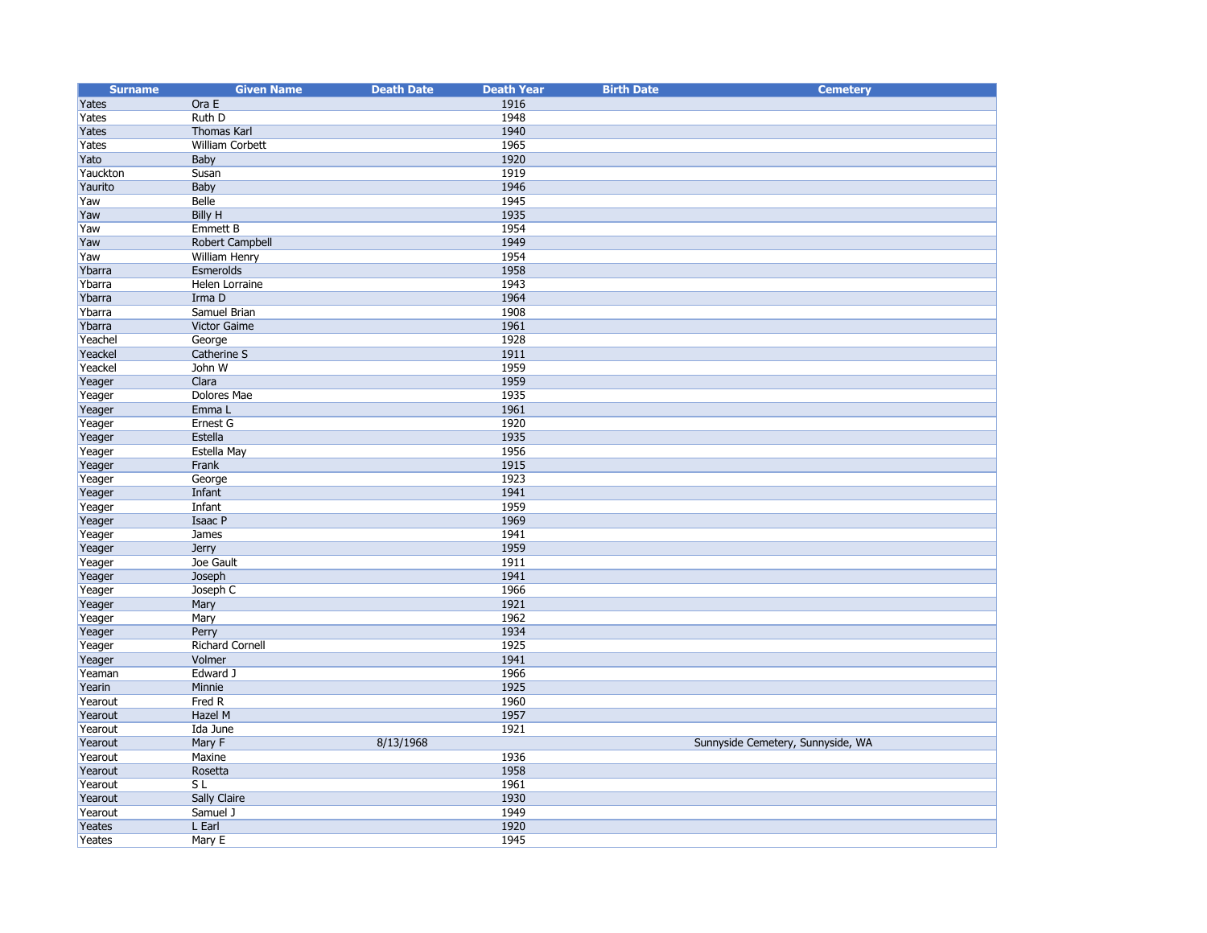| Surname | Given Name | Death Date | Death Year | Birth Date | Cemetery |
| --- | --- | --- | --- | --- | --- |
| Yates | Ora E | | 1916 | | |
| Yates | Ruth D | | 1948 | | |
| Yates | Thomas Karl | | 1940 | | |
| Yates | William Corbett | | 1965 | | |
| Yato | Baby | | 1920 | | |
| Yauckton | Susan | | 1919 | | |
| Yaurito | Baby | | 1946 | | |
| Yaw | Belle | | 1945 | | |
| Yaw | Billy H | | 1935 | | |
| Yaw | Emmett B | | 1954 | | |
| Yaw | Robert Campbell | | 1949 | | |
| Yaw | William Henry | | 1954 | | |
| Ybarra | Esmerolds | | 1958 | | |
| Ybarra | Helen Lorraine | | 1943 | | |
| Ybarra | Irma D | | 1964 | | |
| Ybarra | Samuel Brian | | 1908 | | |
| Ybarra | Victor Gaime | | 1961 | | |
| Yeachel | George | | 1928 | | |
| Yeackel | Catherine S | | 1911 | | |
| Yeackel | John W | | 1959 | | |
| Yeager | Clara | | 1959 | | |
| Yeager | Dolores Mae | | 1935 | | |
| Yeager | Emma L | | 1961 | | |
| Yeager | Ernest G | | 1920 | | |
| Yeager | Estella | | 1935 | | |
| Yeager | Estella May | | 1956 | | |
| Yeager | Frank | | 1915 | | |
| Yeager | George | | 1923 | | |
| Yeager | Infant | | 1941 | | |
| Yeager | Infant | | 1959 | | |
| Yeager | Isaac P | | 1969 | | |
| Yeager | James | | 1941 | | |
| Yeager | Jerry | | 1959 | | |
| Yeager | Joe Gault | | 1911 | | |
| Yeager | Joseph | | 1941 | | |
| Yeager | Joseph C | | 1966 | | |
| Yeager | Mary | | 1921 | | |
| Yeager | Mary | | 1962 | | |
| Yeager | Perry | | 1934 | | |
| Yeager | Richard Cornell | | 1925 | | |
| Yeager | Volmer | | 1941 | | |
| Yeaman | Edward J | | 1966 | | |
| Yearin | Minnie | | 1925 | | |
| Yearout | Fred R | | 1960 | | |
| Yearout | Hazel M | | 1957 | | |
| Yearout | Ida June | | 1921 | | |
| Yearout | Mary F | 8/13/1968 | | | Sunnyside Cemetery, Sunnyside, WA |
| Yearout | Maxine | | 1936 | | |
| Yearout | Rosetta | | 1958 | | |
| Yearout | S L | | 1961 | | |
| Yearout | Sally Claire | | 1930 | | |
| Yearout | Samuel J | | 1949 | | |
| Yeates | L Earl | | 1920 | | |
| Yeates | Mary E | | 1945 | | |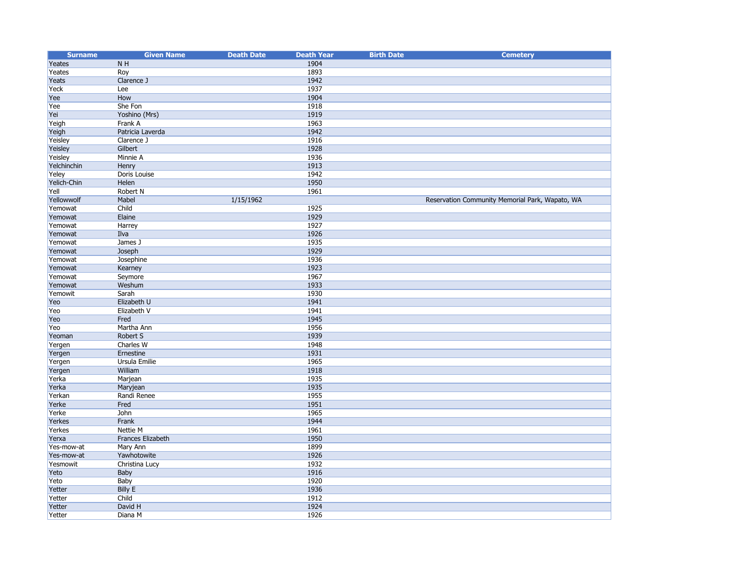| Surname | Given Name | Death Date | Death Year | Birth Date | Cemetery |
|---|---|---|---|---|---|
| Yeates | N H | | 1904 | | |
| Yeates | Roy | | 1893 | | |
| Yeats | Clarence J | | 1942 | | |
| Yeck | Lee | | 1937 | | |
| Yee | How | | 1904 | | |
| Yee | She Fon | | 1918 | | |
| Yei | Yoshino (Mrs) | | 1919 | | |
| Yeigh | Frank A | | 1963 | | |
| Yeigh | Patricia Laverda | | 1942 | | |
| Yeisley | Clarence J | | 1916 | | |
| Yeisley | Gilbert | | 1928 | | |
| Yeisley | Minnie A | | 1936 | | |
| Yelchinchin | Henry | | 1913 | | |
| Yeley | Doris Louise | | 1942 | | |
| Yelich-Chin | Helen | | 1950 | | |
| Yell | Robert N | | 1961 | | |
| Yellowwolf | Mabel | 1/15/1962 | | | Reservation Community Memorial Park, Wapato, WA |
| Yemowat | Child | | 1925 | | |
| Yemowat | Elaine | | 1929 | | |
| Yemowat | Harrey | | 1927 | | |
| Yemowat | Ilva | | 1926 | | |
| Yemowat | James J | | 1935 | | |
| Yemowat | Joseph | | 1929 | | |
| Yemowat | Josephine | | 1936 | | |
| Yemowat | Kearney | | 1923 | | |
| Yemowat | Seymore | | 1967 | | |
| Yemowat | Weshum | | 1933 | | |
| Yemowit | Sarah | | 1930 | | |
| Yeo | Elizabeth U | | 1941 | | |
| Yeo | Elizabeth V | | 1941 | | |
| Yeo | Fred | | 1945 | | |
| Yeo | Martha Ann | | 1956 | | |
| Yeoman | Robert S | | 1939 | | |
| Yergen | Charles W | | 1948 | | |
| Yergen | Ernestine | | 1931 | | |
| Yergen | Ursula Emilie | | 1965 | | |
| Yergen | William | | 1918 | | |
| Yerka | Marjean | | 1935 | | |
| Yerka | Maryjean | | 1935 | | |
| Yerkan | Randi Renee | | 1955 | | |
| Yerke | Fred | | 1951 | | |
| Yerke | John | | 1965 | | |
| Yerkes | Frank | | 1944 | | |
| Yerkes | Nettie M | | 1961 | | |
| Yerxa | Frances Elizabeth | | 1950 | | |
| Yes-mow-at | Mary Ann | | 1899 | | |
| Yes-mow-at | Yawhotowite | | 1926 | | |
| Yesmowit | Christina Lucy | | 1932 | | |
| Yeto | Baby | | 1916 | | |
| Yeto | Baby | | 1920 | | |
| Yetter | Billy E | | 1936 | | |
| Yetter | Child | | 1912 | | |
| Yetter | David H | | 1924 | | |
| Yetter | Diana M | | 1926 | | |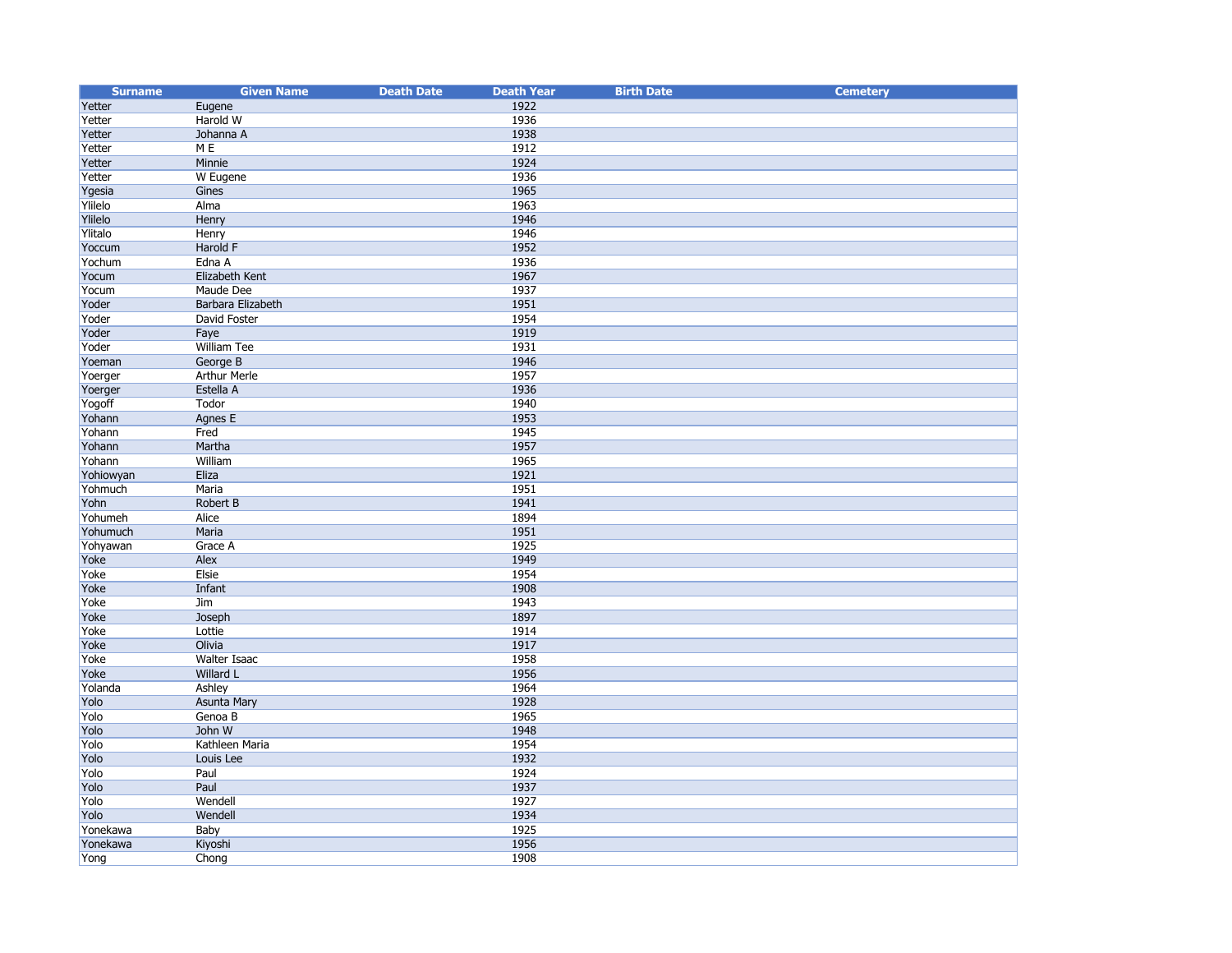| Surname | Given Name | Death Date | Death Year | Birth Date | Cemetery |
|---|---|---|---|---|---|
| Yetter | Eugene | | 1922 | | |
| Yetter | Harold W | | 1936 | | |
| Yetter | Johanna A | | 1938 | | |
| Yetter | M E | | 1912 | | |
| Yetter | Minnie | | 1924 | | |
| Yetter | W Eugene | | 1936 | | |
| Ygesia | Gines | | 1965 | | |
| Ylilelo | Alma | | 1963 | | |
| Ylilelo | Henry | | 1946 | | |
| Ylitalo | Henry | | 1946 | | |
| Yoccum | Harold F | | 1952 | | |
| Yochum | Edna A | | 1936 | | |
| Yocum | Elizabeth Kent | | 1967 | | |
| Yocum | Maude Dee | | 1937 | | |
| Yoder | Barbara Elizabeth | | 1951 | | |
| Yoder | David Foster | | 1954 | | |
| Yoder | Faye | | 1919 | | |
| Yoder | William Tee | | 1931 | | |
| Yoeman | George B | | 1946 | | |
| Yoerger | Arthur Merle | | 1957 | | |
| Yoerger | Estella A | | 1936 | | |
| Yogoff | Todor | | 1940 | | |
| Yohann | Agnes E | | 1953 | | |
| Yohann | Fred | | 1945 | | |
| Yohann | Martha | | 1957 | | |
| Yohann | William | | 1965 | | |
| Yohiowyan | Eliza | | 1921 | | |
| Yohmuch | Maria | | 1951 | | |
| Yohn | Robert B | | 1941 | | |
| Yohumeh | Alice | | 1894 | | |
| Yohumuch | Maria | | 1951 | | |
| Yohyawan | Grace A | | 1925 | | |
| Yoke | Alex | | 1949 | | |
| Yoke | Elsie | | 1954 | | |
| Yoke | Infant | | 1908 | | |
| Yoke | Jim | | 1943 | | |
| Yoke | Joseph | | 1897 | | |
| Yoke | Lottie | | 1914 | | |
| Yoke | Olivia | | 1917 | | |
| Yoke | Walter Isaac | | 1958 | | |
| Yoke | Willard L | | 1956 | | |
| Yolanda | Ashley | | 1964 | | |
| Yolo | Asunta Mary | | 1928 | | |
| Yolo | Genoa B | | 1965 | | |
| Yolo | John W | | 1948 | | |
| Yolo | Kathleen Maria | | 1954 | | |
| Yolo | Louis Lee | | 1932 | | |
| Yolo | Paul | | 1924 | | |
| Yolo | Paul | | 1937 | | |
| Yolo | Wendell | | 1927 | | |
| Yolo | Wendell | | 1934 | | |
| Yonekawa | Baby | | 1925 | | |
| Yonekawa | Kiyoshi | | 1956 | | |
| Yong | Chong | | 1908 | | |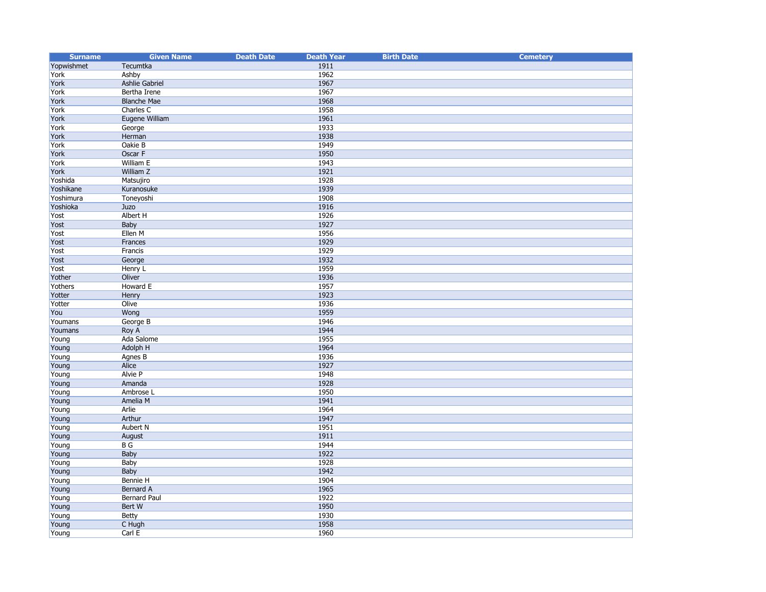| Surname | Given Name | Death Date | Death Year | Birth Date | Cemetery |
|---|---|---|---|---|---|
| Yopwishmet | Tecumtka | | 1911 | | |
| York | Ashby | | 1962 | | |
| York | Ashlie Gabriel | | 1967 | | |
| York | Bertha Irene | | 1967 | | |
| York | Blanche Mae | | 1968 | | |
| York | Charles C | | 1958 | | |
| York | Eugene William | | 1961 | | |
| York | George | | 1933 | | |
| York | Herman | | 1938 | | |
| York | Oakie B | | 1949 | | |
| York | Oscar F | | 1950 | | |
| York | William E | | 1943 | | |
| York | William Z | | 1921 | | |
| Yoshida | Matsujiro | | 1928 | | |
| Yoshikane | Kuranosuke | | 1939 | | |
| Yoshimura | Toneyoshi | | 1908 | | |
| Yoshioka | Juzo | | 1916 | | |
| Yost | Albert H | | 1926 | | |
| Yost | Baby | | 1927 | | |
| Yost | Ellen M | | 1956 | | |
| Yost | Frances | | 1929 | | |
| Yost | Francis | | 1929 | | |
| Yost | George | | 1932 | | |
| Yost | Henry L | | 1959 | | |
| Yother | Oliver | | 1936 | | |
| Yothers | Howard E | | 1957 | | |
| Yotter | Henry | | 1923 | | |
| Yotter | Olive | | 1936 | | |
| You | Wong | | 1959 | | |
| Youmans | George B | | 1946 | | |
| Youmans | Roy A | | 1944 | | |
| Young | Ada Salome | | 1955 | | |
| Young | Adolph H | | 1964 | | |
| Young | Agnes B | | 1936 | | |
| Young | Alice | | 1927 | | |
| Young | Alvie P | | 1948 | | |
| Young | Amanda | | 1928 | | |
| Young | Ambrose L | | 1950 | | |
| Young | Amelia M | | 1941 | | |
| Young | Arlie | | 1964 | | |
| Young | Arthur | | 1947 | | |
| Young | Aubert N | | 1951 | | |
| Young | August | | 1911 | | |
| Young | B G | | 1944 | | |
| Young | Baby | | 1922 | | |
| Young | Baby | | 1928 | | |
| Young | Baby | | 1942 | | |
| Young | Bennie H | | 1904 | | |
| Young | Bernard A | | 1965 | | |
| Young | Bernard Paul | | 1922 | | |
| Young | Bert W | | 1950 | | |
| Young | Betty | | 1930 | | |
| Young | C Hugh | | 1958 | | |
| Young | Carl E | | 1960 | | |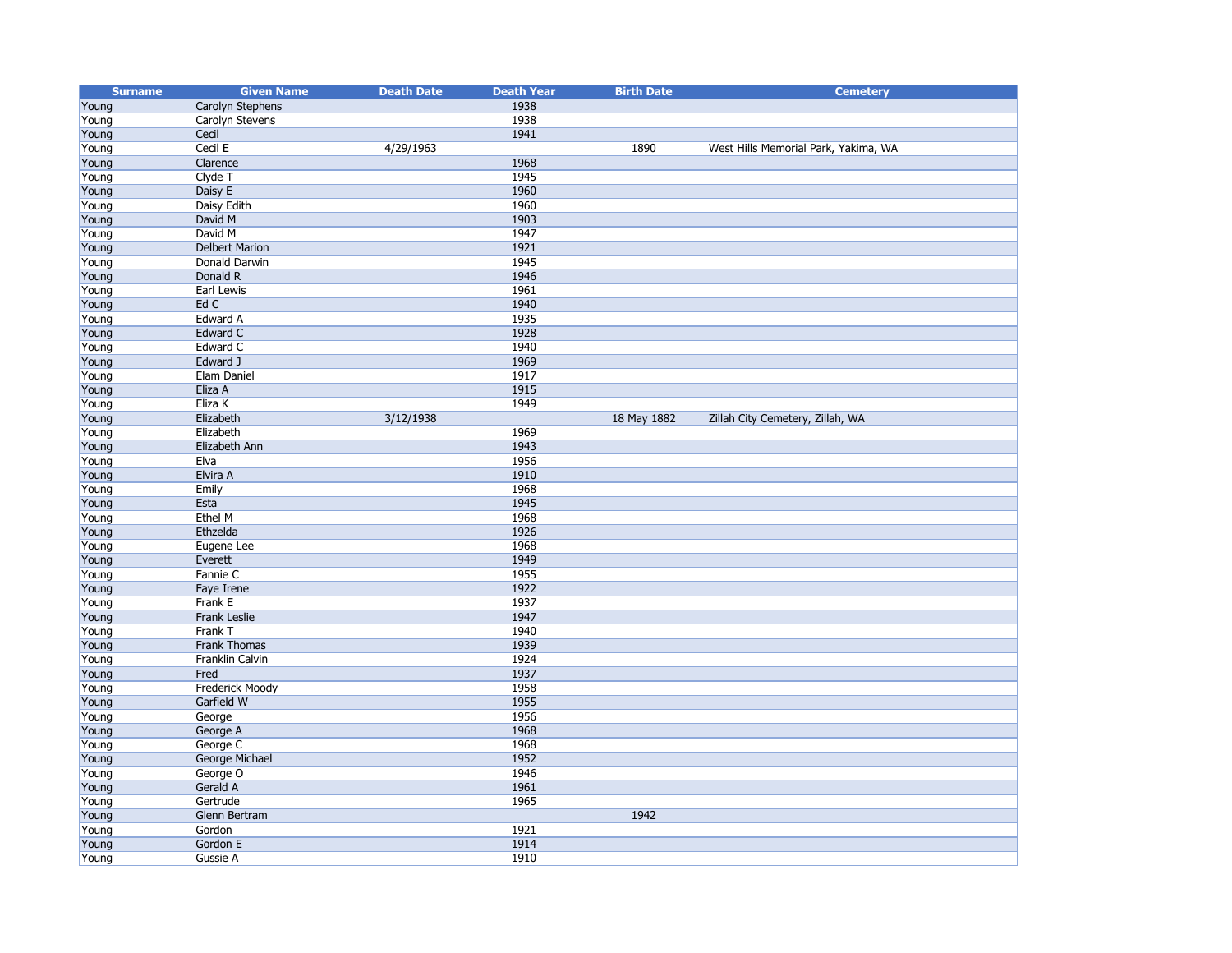| Surname | Given Name | Death Date | Death Year | Birth Date | Cemetery |
|---|---|---|---|---|---|
| Young | Carolyn Stephens | | 1938 | | |
| Young | Carolyn Stevens | | 1938 | | |
| Young | Cecil | | 1941 | | |
| Young | Cecil E | 4/29/1963 | | 1890 | West Hills Memorial Park, Yakima, WA |
| Young | Clarence | | 1968 | | |
| Young | Clyde T | | 1945 | | |
| Young | Daisy E | | 1960 | | |
| Young | Daisy Edith | | 1960 | | |
| Young | David M | | 1903 | | |
| Young | David M | | 1947 | | |
| Young | Delbert Marion | | 1921 | | |
| Young | Donald Darwin | | 1945 | | |
| Young | Donald R | | 1946 | | |
| Young | Earl Lewis | | 1961 | | |
| Young | Ed C | | 1940 | | |
| Young | Edward A | | 1935 | | |
| Young | Edward C | | 1928 | | |
| Young | Edward C | | 1940 | | |
| Young | Edward J | | 1969 | | |
| Young | Elam Daniel | | 1917 | | |
| Young | Eliza A | | 1915 | | |
| Young | Eliza K | | 1949 | | |
| Young | Elizabeth | 3/12/1938 | | 18 May 1882 | Zillah City Cemetery, Zillah, WA |
| Young | Elizabeth | | 1969 | | |
| Young | Elizabeth Ann | | 1943 | | |
| Young | Elva | | 1956 | | |
| Young | Elvira A | | 1910 | | |
| Young | Emily | | 1968 | | |
| Young | Esta | | 1945 | | |
| Young | Ethel M | | 1968 | | |
| Young | Ethzelda | | 1926 | | |
| Young | Eugene Lee | | 1968 | | |
| Young | Everett | | 1949 | | |
| Young | Fannie C | | 1955 | | |
| Young | Faye Irene | | 1922 | | |
| Young | Frank E | | 1937 | | |
| Young | Frank Leslie | | 1947 | | |
| Young | Frank T | | 1940 | | |
| Young | Frank Thomas | | 1939 | | |
| Young | Franklin Calvin | | 1924 | | |
| Young | Fred | | 1937 | | |
| Young | Frederick Moody | | 1958 | | |
| Young | Garfield W | | 1955 | | |
| Young | George | | 1956 | | |
| Young | George A | | 1968 | | |
| Young | George C | | 1968 | | |
| Young | George Michael | | 1952 | | |
| Young | George O | | 1946 | | |
| Young | Gerald A | | 1961 | | |
| Young | Gertrude | | 1965 | | |
| Young | Glenn Bertram | | | 1942 | |
| Young | Gordon | | 1921 | | |
| Young | Gordon E | | 1914 | | |
| Young | Gussie A | | 1910 | | |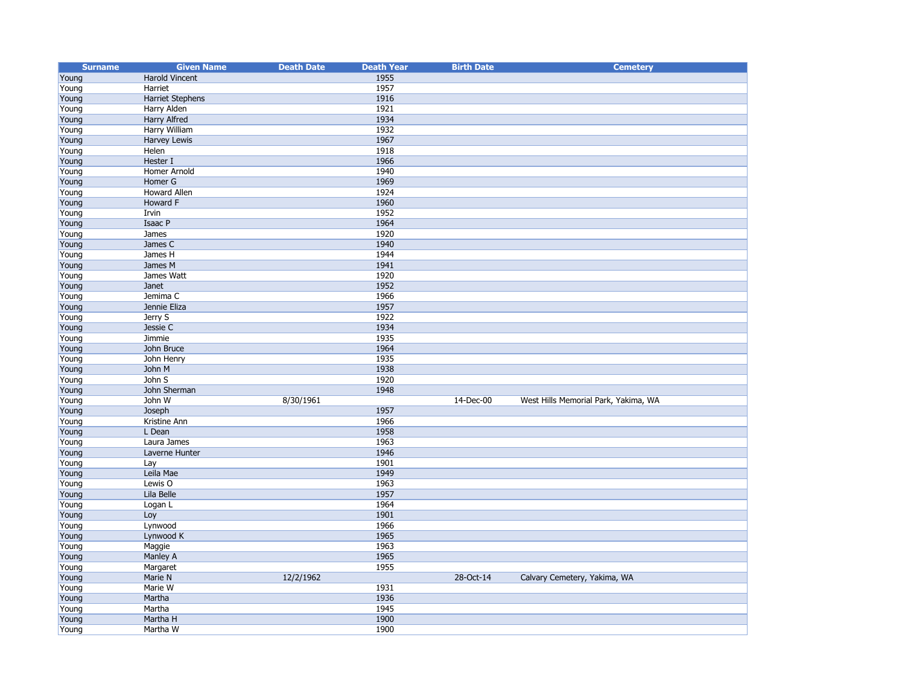| Surname | Given Name | Death Date | Death Year | Birth Date | Cemetery |
|---|---|---|---|---|---|
| Young | Harold Vincent | | 1955 | | |
| Young | Harriet | | 1957 | | |
| Young | Harriet Stephens | | 1916 | | |
| Young | Harry Alden | | 1921 | | |
| Young | Harry Alfred | | 1934 | | |
| Young | Harry William | | 1932 | | |
| Young | Harvey Lewis | | 1967 | | |
| Young | Helen | | 1918 | | |
| Young | Hester I | | 1966 | | |
| Young | Homer Arnold | | 1940 | | |
| Young | Homer G | | 1969 | | |
| Young | Howard Allen | | 1924 | | |
| Young | Howard F | | 1960 | | |
| Young | Irvin | | 1952 | | |
| Young | Isaac P | | 1964 | | |
| Young | James | | 1920 | | |
| Young | James C | | 1940 | | |
| Young | James H | | 1944 | | |
| Young | James M | | 1941 | | |
| Young | James Watt | | 1920 | | |
| Young | Janet | | 1952 | | |
| Young | Jemima C | | 1966 | | |
| Young | Jennie Eliza | | 1957 | | |
| Young | Jerry S | | 1922 | | |
| Young | Jessie C | | 1934 | | |
| Young | Jimmie | | 1935 | | |
| Young | John Bruce | | 1964 | | |
| Young | John Henry | | 1935 | | |
| Young | John M | | 1938 | | |
| Young | John S | | 1920 | | |
| Young | John Sherman | | 1948 | | |
| Young | John W | 8/30/1961 | | 14-Dec-00 | West Hills Memorial Park, Yakima, WA |
| Young | Joseph | | 1957 | | |
| Young | Kristine Ann | | 1966 | | |
| Young | L Dean | | 1958 | | |
| Young | Laura James | | 1963 | | |
| Young | Laverne Hunter | | 1946 | | |
| Young | Lay | | 1901 | | |
| Young | Leila Mae | | 1949 | | |
| Young | Lewis O | | 1963 | | |
| Young | Lila Belle | | 1957 | | |
| Young | Logan L | | 1964 | | |
| Young | Loy | | 1901 | | |
| Young | Lynwood | | 1966 | | |
| Young | Lynwood K | | 1965 | | |
| Young | Maggie | | 1963 | | |
| Young | Manley A | | 1965 | | |
| Young | Margaret | | 1955 | | |
| Young | Marie N | 12/2/1962 | | 28-Oct-14 | Calvary Cemetery, Yakima, WA |
| Young | Marie W | | 1931 | | |
| Young | Martha | | 1936 | | |
| Young | Martha | | 1945 | | |
| Young | Martha H | | 1900 | | |
| Young | Martha W | | 1900 | | |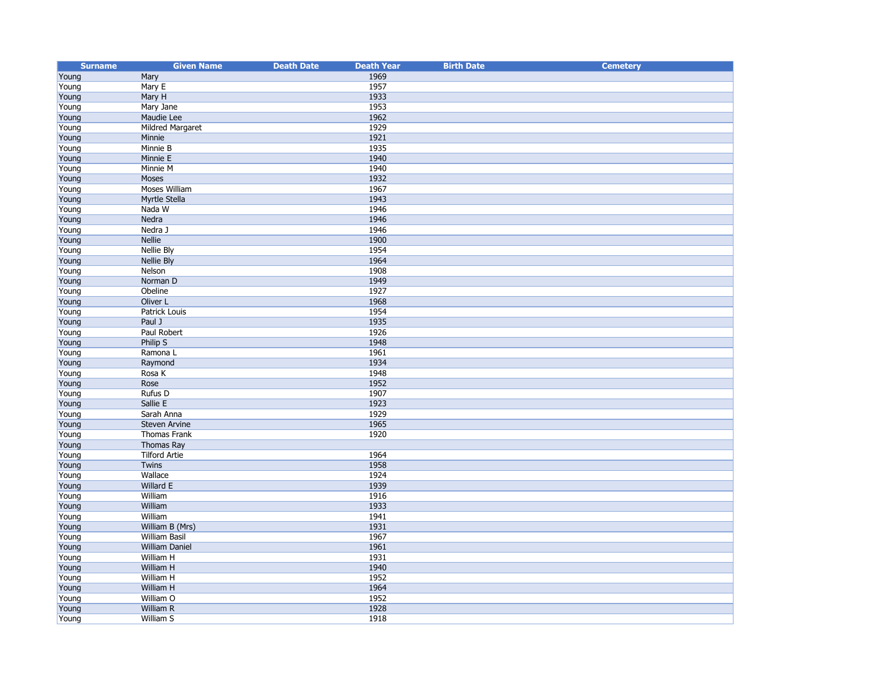| Surname | Given Name | Death Date | Death Year | Birth Date | Cemetery |
|---|---|---|---|---|---|
| Young | Mary | | 1969 | | |
| Young | Mary E | | 1957 | | |
| Young | Mary H | | 1933 | | |
| Young | Mary Jane | | 1953 | | |
| Young | Maudie Lee | | 1962 | | |
| Young | Mildred Margaret | | 1929 | | |
| Young | Minnie | | 1921 | | |
| Young | Minnie B | | 1935 | | |
| Young | Minnie E | | 1940 | | |
| Young | Minnie M | | 1940 | | |
| Young | Moses | | 1932 | | |
| Young | Moses William | | 1967 | | |
| Young | Myrtle Stella | | 1943 | | |
| Young | Nada W | | 1946 | | |
| Young | Nedra | | 1946 | | |
| Young | Nedra J | | 1946 | | |
| Young | Nellie | | 1900 | | |
| Young | Nellie Bly | | 1954 | | |
| Young | Nellie Bly | | 1964 | | |
| Young | Nelson | | 1908 | | |
| Young | Norman D | | 1949 | | |
| Young | Obeline | | 1927 | | |
| Young | Oliver L | | 1968 | | |
| Young | Patrick Louis | | 1954 | | |
| Young | Paul J | | 1935 | | |
| Young | Paul Robert | | 1926 | | |
| Young | Philip S | | 1948 | | |
| Young | Ramona L | | 1961 | | |
| Young | Raymond | | 1934 | | |
| Young | Rosa K | | 1948 | | |
| Young | Rose | | 1952 | | |
| Young | Rufus D | | 1907 | | |
| Young | Sallie E | | 1923 | | |
| Young | Sarah Anna | | 1929 | | |
| Young | Steven Arvine | | 1965 | | |
| Young | Thomas Frank | | 1920 | | |
| Young | Thomas Ray | | | | |
| Young | Tilford Artie | | 1964 | | |
| Young | Twins | | 1958 | | |
| Young | Wallace | | 1924 | | |
| Young | Willard E | | 1939 | | |
| Young | William | | 1916 | | |
| Young | William | | 1933 | | |
| Young | William | | 1941 | | |
| Young | William B (Mrs) | | 1931 | | |
| Young | William Basil | | 1967 | | |
| Young | William Daniel | | 1961 | | |
| Young | William H | | 1931 | | |
| Young | William H | | 1940 | | |
| Young | William H | | 1952 | | |
| Young | William H | | 1964 | | |
| Young | William O | | 1952 | | |
| Young | William R | | 1928 | | |
| Young | William S | | 1918 | | |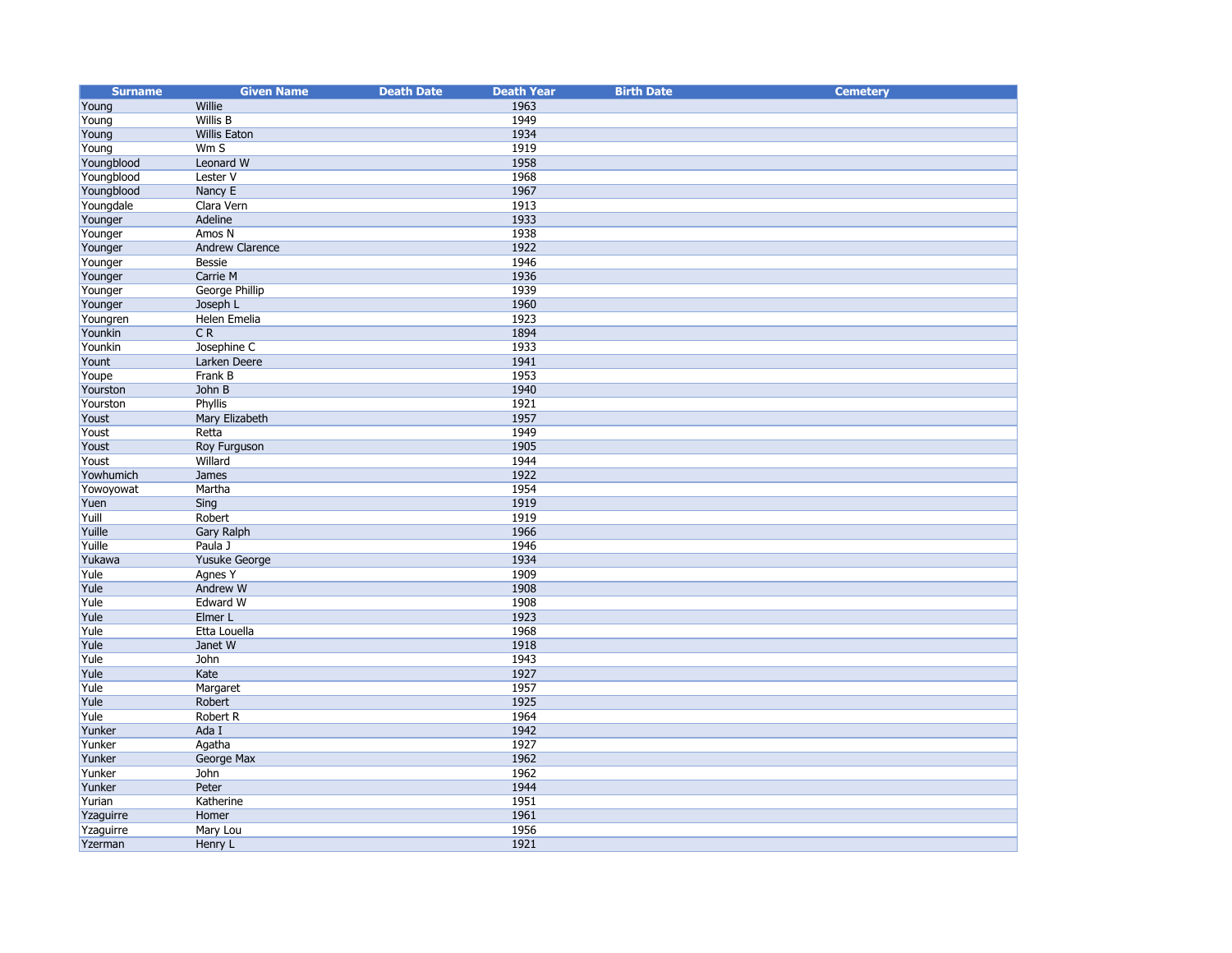| Surname | Given Name | Death Date | Death Year | Birth Date | Cemetery |
|---|---|---|---|---|---|
| Young | Willie | | 1963 | | |
| Young | Willis B | | 1949 | | |
| Young | Willis Eaton | | 1934 | | |
| Young | Wm S | | 1919 | | |
| Youngblood | Leonard W | | 1958 | | |
| Youngblood | Lester V | | 1968 | | |
| Youngblood | Nancy E | | 1967 | | |
| Youngdale | Clara Vern | | 1913 | | |
| Younger | Adeline | | 1933 | | |
| Younger | Amos N | | 1938 | | |
| Younger | Andrew Clarence | | 1922 | | |
| Younger | Bessie | | 1946 | | |
| Younger | Carrie M | | 1936 | | |
| Younger | George Phillip | | 1939 | | |
| Younger | Joseph L | | 1960 | | |
| Youngren | Helen Emelia | | 1923 | | |
| Younkin | C R | | 1894 | | |
| Younkin | Josephine C | | 1933 | | |
| Yount | Larken Deere | | 1941 | | |
| Youpe | Frank B | | 1953 | | |
| Yourston | John B | | 1940 | | |
| Yourston | Phyllis | | 1921 | | |
| Youst | Mary Elizabeth | | 1957 | | |
| Youst | Retta | | 1949 | | |
| Youst | Roy Furguson | | 1905 | | |
| Youst | Willard | | 1944 | | |
| Yowhumich | James | | 1922 | | |
| Yowoyowat | Martha | | 1954 | | |
| Yuen | Sing | | 1919 | | |
| Yuill | Robert | | 1919 | | |
| Yuille | Gary Ralph | | 1966 | | |
| Yuille | Paula J | | 1946 | | |
| Yukawa | Yusuke George | | 1934 | | |
| Yule | Agnes Y | | 1909 | | |
| Yule | Andrew W | | 1908 | | |
| Yule | Edward W | | 1908 | | |
| Yule | Elmer L | | 1923 | | |
| Yule | Etta Louella | | 1968 | | |
| Yule | Janet W | | 1918 | | |
| Yule | John | | 1943 | | |
| Yule | Kate | | 1927 | | |
| Yule | Margaret | | 1957 | | |
| Yule | Robert | | 1925 | | |
| Yule | Robert R | | 1964 | | |
| Yunker | Ada I | | 1942 | | |
| Yunker | Agatha | | 1927 | | |
| Yunker | George Max | | 1962 | | |
| Yunker | John | | 1962 | | |
| Yunker | Peter | | 1944 | | |
| Yurian | Katherine | | 1951 | | |
| Yzaguirre | Homer | | 1961 | | |
| Yzaguirre | Mary Lou | | 1956 | | |
| Yzerman | Henry L | | 1921 | | |